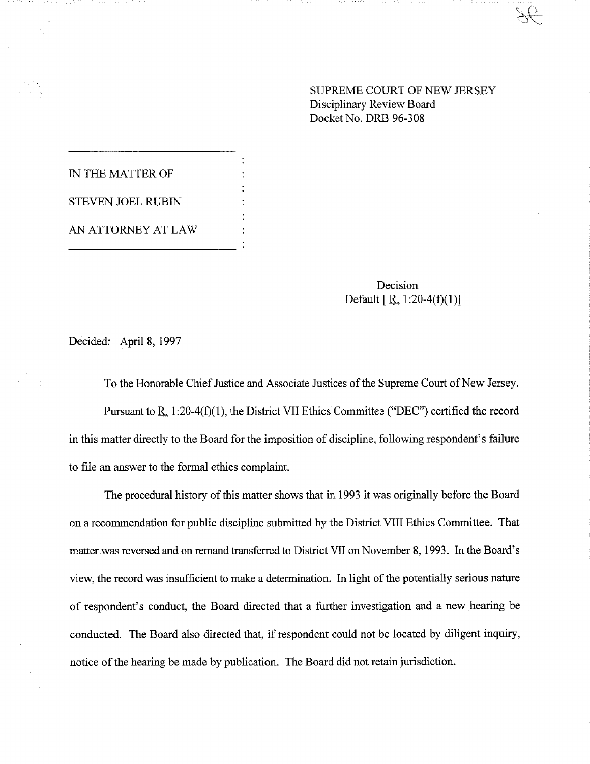SUPREME COURT OF NEW JERSEY
Disciplinary Review Board
Docket No. DRB 96-308

IN THE MATTER OF

STEVEN JOEL RUBIN

AN ATTORNEY AT LAW

Decision
Default [ R. 1:20-4(f)(1)]

Decided: April 8, 1997

To the Honorable Chief Justice and Associate Justices of the Supreme Court of New Jersey.

Pursuant to R. 1:20-4(f)(1), the District VII Ethics Committee ("DEC") certified the record in this matter directly to the Board for the imposition of discipline, following respondent's failure to file an answer to the formal ethics complaint.

The procedural history of this matter shows that in 1993 it was originally before the Board on a recommendation for public discipline submitted by the District VIII Ethics Committee. That matter was reversed and on remand transferred to District VII on November 8, 1993. In the Board's view, the record was insufficient to make a determination. In light of the potentially serious nature of respondent's conduct, the Board directed that a further investigation and a new hearing be conducted. The Board also directed that, if respondent could not be located by diligent inquiry, notice of the hearing be made by publication. The Board did not retain jurisdiction.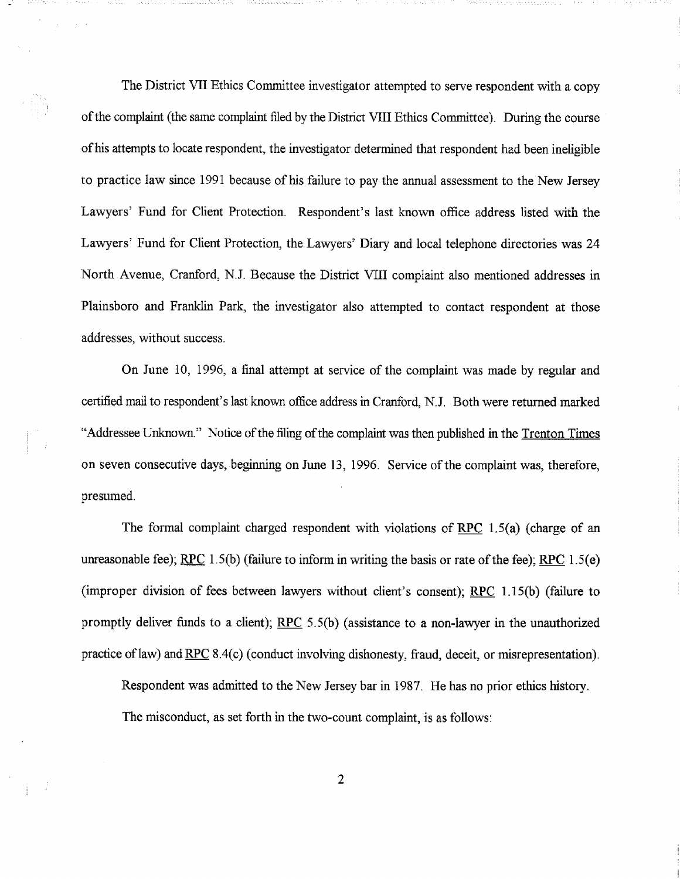The District VII Ethics Committee investigator attempted to serve respondent with a copy of the complaint (the same complaint filed by the District VIII Ethics Committee). During the course of his attempts to locate respondent, the investigator determined that respondent had been ineligible to practice law since 1991 because of his failure to pay the annual assessment to the New Jersey Lawyers' Fund for Client Protection. Respondent's last known office address listed with the Lawyers' Fund for Client Protection, the Lawyers' Diary and local telephone directories was 24 North Avenue, Cranford, N.J. Because the District VIII complaint also mentioned addresses in Plainsboro and Franklin Park, the investigator also attempted to contact respondent at those addresses, without success.

On June 10, 1996, a final attempt at service of the complaint was made by regular and certified mail to respondent's last known office address in Cranford, N.J. Both were returned marked "Addressee Unknown." Notice of the filing of the complaint was then published in the <u>Trenton Times</u> on seven consecutive days, beginning on June 13, 1996. Service of the complaint was, therefore, presumed.

The formal complaint charged respondent with violations of <u>RPC</u> 1.5(a) (charge of an unreasonable fee); <u>RPC</u> 1.5(b) (failure to inform in writing the basis or rate of the fee); <u>RPC</u> 1.5(e) (improper division of fees between lawyers without client's consent); <u>RPC</u> 1.15(b) (failure to promptly deliver funds to a client); <u>RPC</u> 5.5(b) (assistance to a non-lawyer in the unauthorized practice of law) and <u>RPC</u> 8.4(c) (conduct involving dishonesty, fraud, deceit, or misrepresentation).

Respondent was admitted to the New Jersey bar in 1987. He has no prior ethics history.

The misconduct, as set forth in the two-count complaint, is as follows: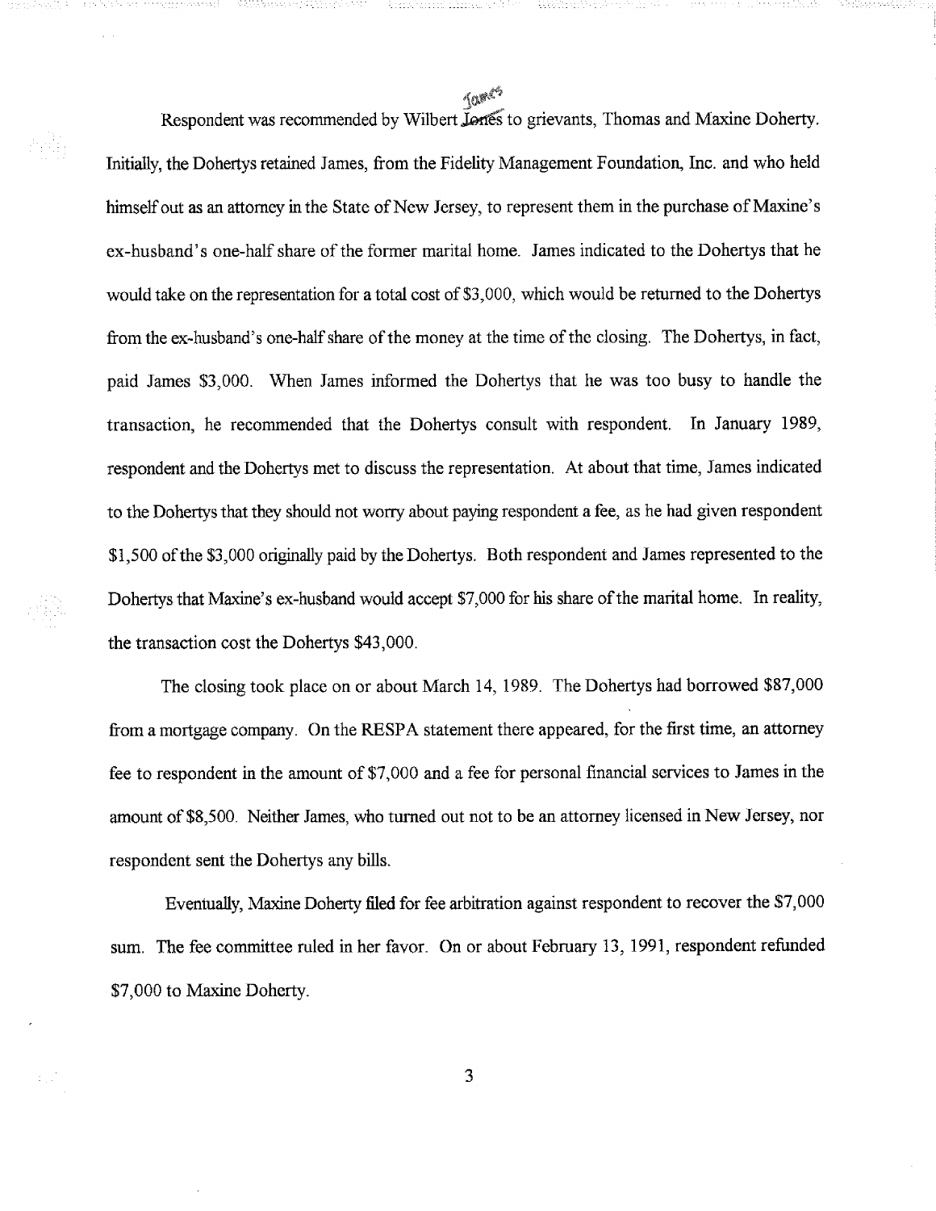Respondent was recommended by Wilbert ~~Jones~~ James to grievants, Thomas and Maxine Doherty. Initially, the Dohertys retained James, from the Fidelity Management Foundation, Inc. and who held himself out as an attorney in the State of New Jersey, to represent them in the purchase of Maxine's ex-husband's one-half share of the former marital home. James indicated to the Dohertys that he would take on the representation for a total cost of $3,000, which would be returned to the Dohertys from the ex-husband's one-half share of the money at the time of the closing. The Dohertys, in fact, paid James $3,000. When James informed the Dohertys that he was too busy to handle the transaction, he recommended that the Dohertys consult with respondent. In January 1989, respondent and the Dohertys met to discuss the representation. At about that time, James indicated to the Dohertys that they should not worry about paying respondent a fee, as he had given respondent $1,500 of the $3,000 originally paid by the Dohertys. Both respondent and James represented to the Dohertys that Maxine's ex-husband would accept $7,000 for his share of the marital home. In reality, the transaction cost the Dohertys $43,000.

The closing took place on or about March 14, 1989. The Dohertys had borrowed $87,000 from a mortgage company. On the RESPA statement there appeared, for the first time, an attorney fee to respondent in the amount of $7,000 and a fee for personal financial services to James in the amount of $8,500. Neither James, who turned out not to be an attorney licensed in New Jersey, nor respondent sent the Dohertys any bills.

Eventually, Maxine Doherty filed for fee arbitration against respondent to recover the $7,000 sum. The fee committee ruled in her favor. On or about February 13, 1991, respondent refunded $7,000 to Maxine Doherty.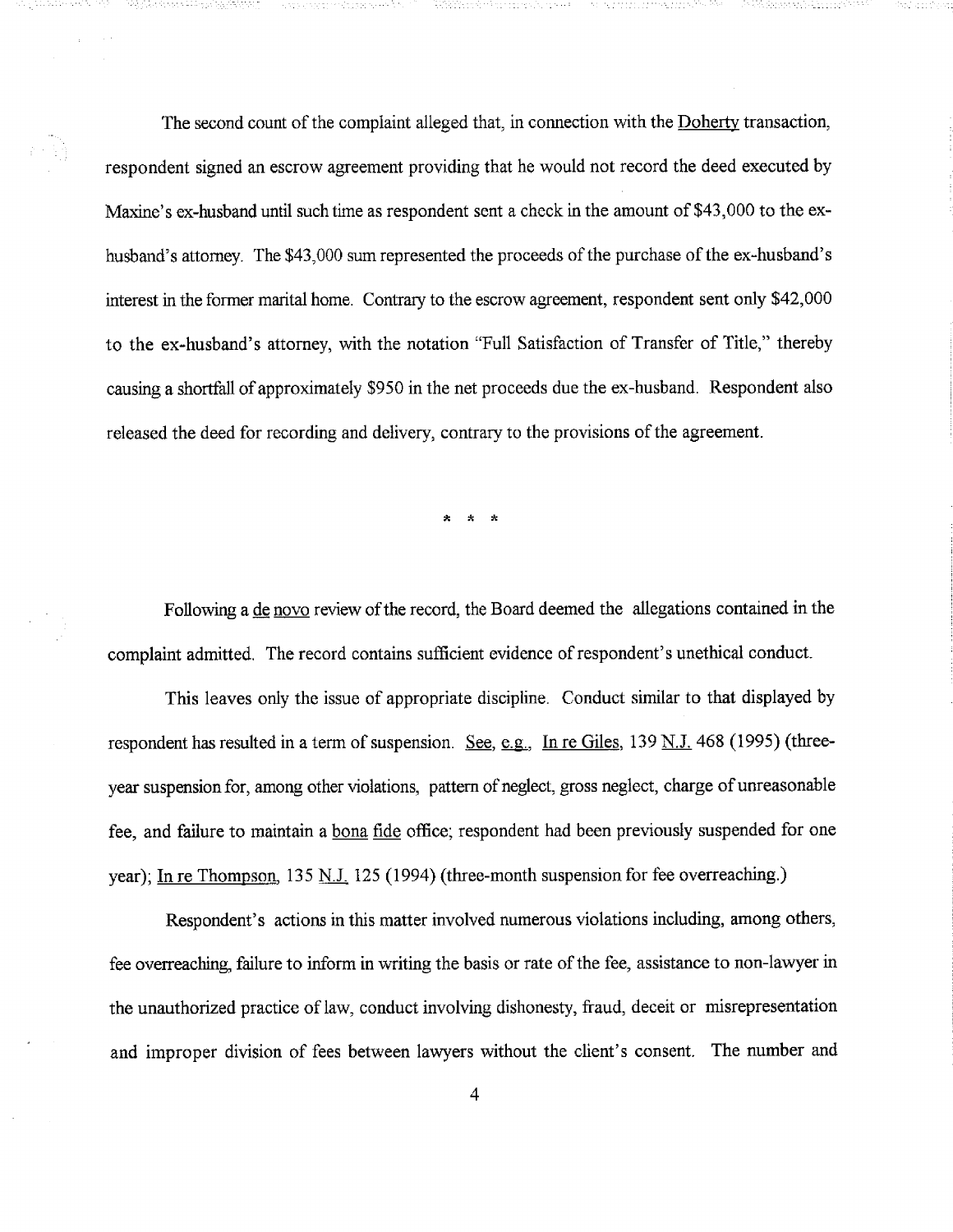The second count of the complaint alleged that, in connection with the Doherty transaction, respondent signed an escrow agreement providing that he would not record the deed executed by Maxine's ex-husband until such time as respondent sent a check in the amount of $43,000 to the ex-husband's attorney. The $43,000 sum represented the proceeds of the purchase of the ex-husband's interest in the former marital home. Contrary to the escrow agreement, respondent sent only $42,000 to the ex-husband's attorney, with the notation "Full Satisfaction of Transfer of Title," thereby causing a shortfall of approximately $950 in the net proceeds due the ex-husband. Respondent also released the deed for recording and delivery, contrary to the provisions of the agreement.

\* \* \*

Following a *de novo* review of the record, the Board deemed the allegations contained in the complaint admitted. The record contains sufficient evidence of respondent's unethical conduct.

This leaves only the issue of appropriate discipline. Conduct similar to that displayed by respondent has resulted in a term of suspension. *See, e.g.,* *In re Giles*, 139 *N.J.* 468 (1995) (three-year suspension for, among other violations, pattern of neglect, gross neglect, charge of unreasonable fee, and failure to maintain a *bona fide* office; respondent had been previously suspended for one year); *In re Thompson*, 135 *N.J.* 125 (1994) (three-month suspension for fee overreaching.)

Respondent's actions in this matter involved numerous violations including, among others, fee overreaching, failure to inform in writing the basis or rate of the fee, assistance to non-lawyer in the unauthorized practice of law, conduct involving dishonesty, fraud, deceit or misrepresentation and improper division of fees between lawyers without the client's consent. The number and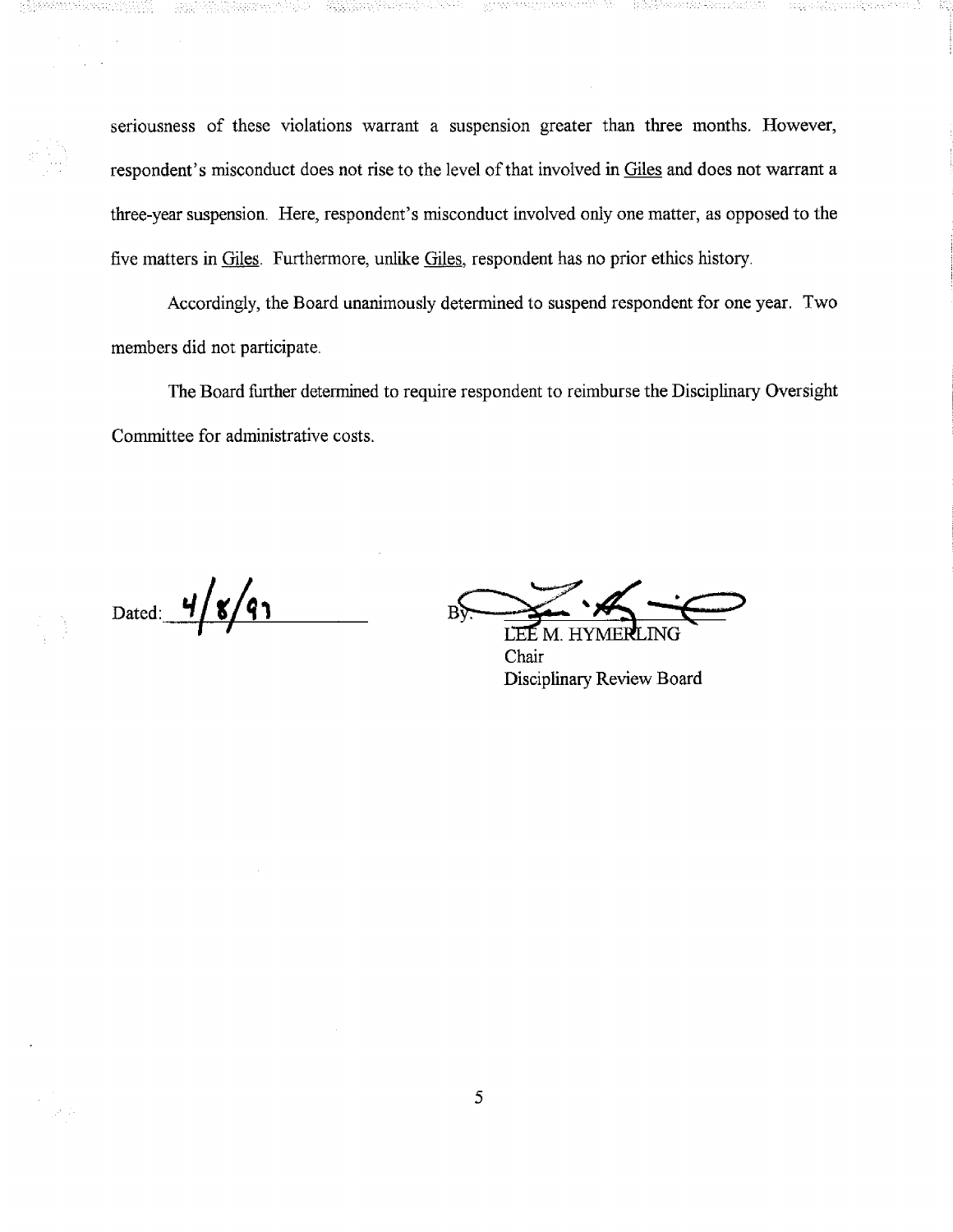seriousness of these violations warrant a suspension greater than three months. However, respondent's misconduct does not rise to the level of that involved in Giles and does not warrant a three-year suspension. Here, respondent's misconduct involved only one matter, as opposed to the five matters in Giles. Furthermore, unlike Giles, respondent has no prior ethics history.

Accordingly, the Board unanimously determined to suspend respondent for one year. Two members did not participate.

The Board further determined to require respondent to reimburse the Disciplinary Oversight Committee for administrative costs.

Dated: 4/8/97

By: LEE M. HYMERLING
Chair
Disciplinary Review Board